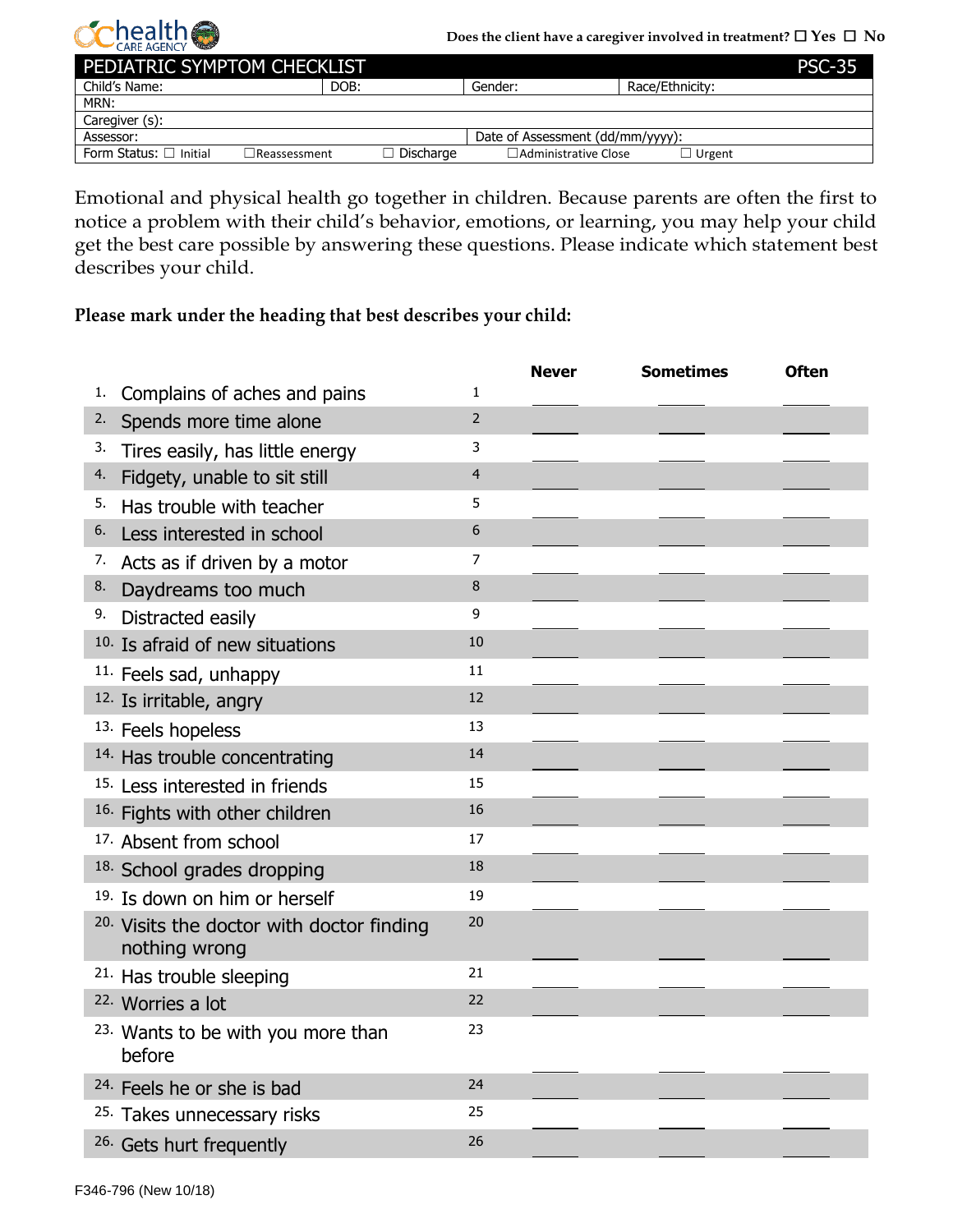health CARE AGENCY

**Does the client have a caregiver involved in treatment?** ☐ **Yes** ☐ **No**

| PEDIATRIC SYMPTOM CHECKLIST | | | PSC-35 |
|---|---|---|---|
| Child's Name: | DOB: | Gender: | Race/Ethnicity: |
| MRN: | | | |
| Caregiver (s): | | | |
| Assessor: | | Date of Assessment (dd/mm/yyyy): | |
| Form Status: ☐ Initial ☐Reassessment | ☐ Discharge | ☐Administrative Close | ☐ Urgent |

Emotional and physical health go together in children. Because parents are often the first to notice a problem with their child's behavior, emotions, or learning, you may help your child get the best care possible by answering these questions. Please indicate which statement best describes your child.

**Please mark under the heading that best describes your child:**

| | | | Never | Sometimes | Often |
|---|---|---|---|---|---|
| 1. | Complains of aches and pains | 1 | ____ | ____ | ____ |
| 2. | Spends more time alone | 2 | ____ | ____ | ____ |
| 3. | Tires easily, has little energy | 3 | ____ | ____ | ____ |
| 4. | Fidgety, unable to sit still | 4 | ____ | ____ | ____ |
| 5. | Has trouble with teacher | 5 | ____ | ____ | ____ |
| 6. | Less interested in school | 6 | ____ | ____ | ____ |
| 7. | Acts as if driven by a motor | 7 | ____ | ____ | ____ |
| 8. | Daydreams too much | 8 | ____ | ____ | ____ |
| 9. | Distracted easily | 9 | ____ | ____ | ____ |
| 10. | Is afraid of new situations | 10 | ____ | ____ | ____ |
| 11. | Feels sad, unhappy | 11 | ____ | ____ | ____ |
| 12. | Is irritable, angry | 12 | ____ | ____ | ____ |
| 13. | Feels hopeless | 13 | ____ | ____ | ____ |
| 14. | Has trouble concentrating | 14 | ____ | ____ | ____ |
| 15. | Less interested in friends | 15 | ____ | ____ | ____ |
| 16. | Fights with other children | 16 | ____ | ____ | ____ |
| 17. | Absent from school | 17 | ____ | ____ | ____ |
| 18. | School grades dropping | 18 | ____ | ____ | ____ |
| 19. | Is down on him or herself | 19 | ____ | ____ | ____ |
| 20. | Visits the doctor with doctor finding nothing wrong | 20 | ____ | ____ | ____ |
| 21. | Has trouble sleeping | 21 | ____ | ____ | ____ |
| 22. | Worries a lot | 22 | ____ | ____ | ____ |
| 23. | Wants to be with you more than before | 23 | ____ | ____ | ____ |
| 24. | Feels he or she is bad | 24 | ____ | ____ | ____ |
| 25. | Takes unnecessary risks | 25 | ____ | ____ | ____ |
| 26. | Gets hurt frequently | 26 | ____ | ____ | ____ |

F346-796 (New 10/18)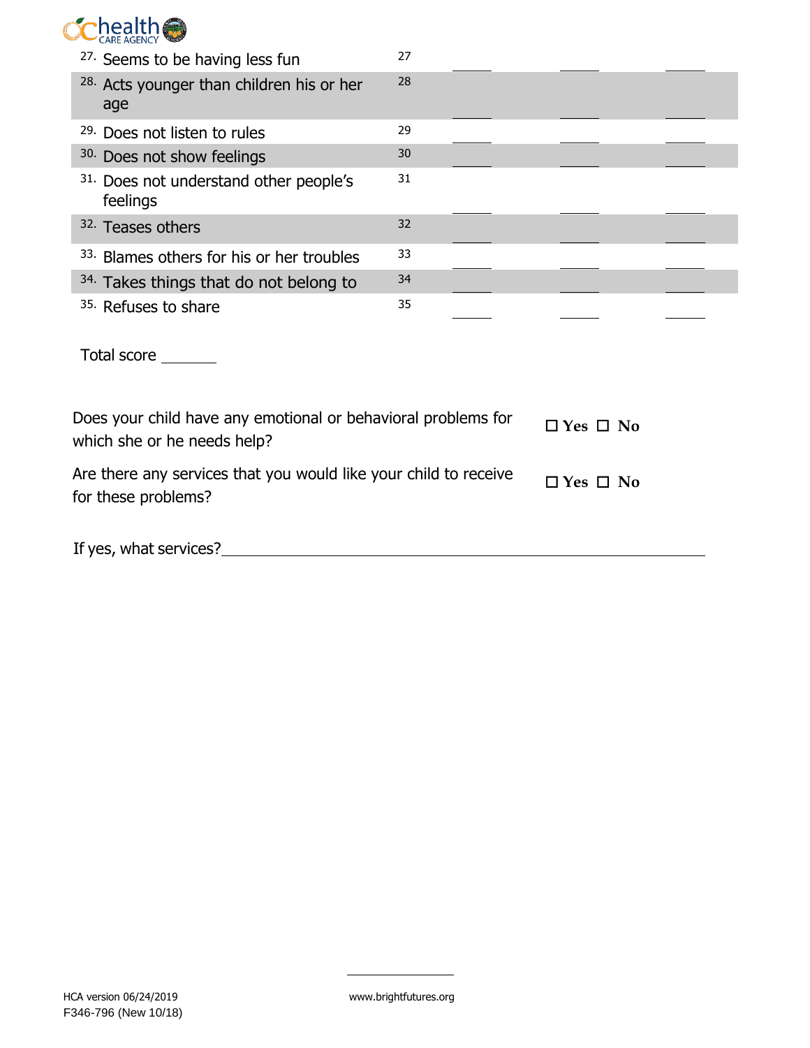| | | | | |
|---|---|---|---|---|
| 27. Seems to be having less fun | 27 | ____ | ____ | ____ |
| 28. Acts younger than children his or her age | 28 | ____ | ____ | ____ |
| 29. Does not listen to rules | 29 | ____ | ____ | ____ |
| 30. Does not show feelings | 30 | ____ | ____ | ____ |
| 31. Does not understand other people's feelings | 31 | ____ | ____ | ____ |
| 32. Teases others | 32 | ____ | ____ | ____ |
| 33. Blames others for his or her troubles | 33 | ____ | ____ | ____ |
| 34. Takes things that do not belong to | 34 | ____ | ____ | ____ |
| 35. Refuses to share | 35 | ____ | ____ | ____ |

Total score _______

Does your child have any emotional or behavioral problems for which she or he needs help? ☐ **Yes** ☐ **No**

Are there any services that you would like your child to receive for these problems? ☐ **Yes** ☐ **No**

If yes, what services?_______________________________________________

HCA version 06/24/2019
F346-796 (New 10/18)

www.brightfutures.org